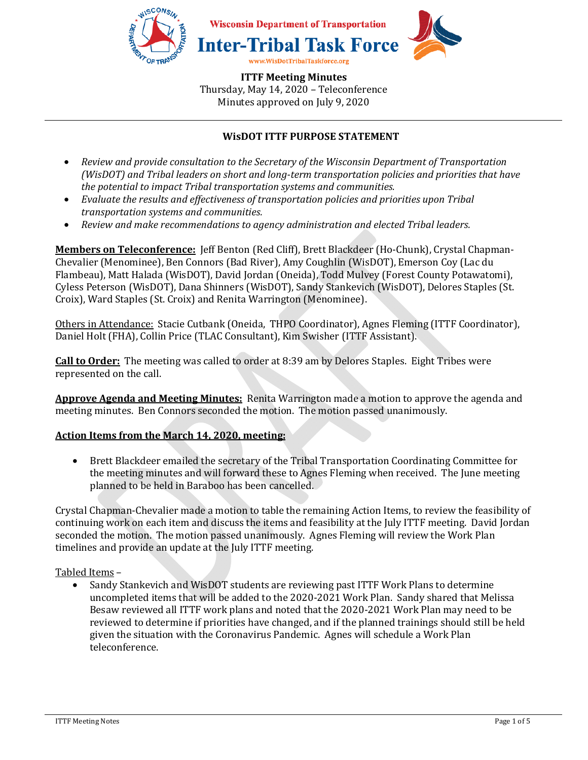Wisconsin Department of Transportation

# Inter-Tribal Task Force

www.WisDotTribalTaskforce.org

**ITTF Meeting Minutes**
Thursday, May 14, 2020 – Teleconference
Minutes approved on July 9, 2020

---

## WisDOT ITTF PURPOSE STATEMENT

- *Review and provide consultation to the Secretary of the Wisconsin Department of Transportation (WisDOT) and Tribal leaders on short and long-term transportation policies and priorities that have the potential to impact Tribal transportation systems and communities.*
- *Evaluate the results and effectiveness of transportation policies and priorities upon Tribal transportation systems and communities.*
- *Review and make recommendations to agency administration and elected Tribal leaders.*

**Members on Teleconference:** Jeff Benton (Red Cliff), Brett Blackdeer (Ho-Chunk), Crystal Chapman-Chevalier (Menominee), Ben Connors (Bad River), Amy Coughlin (WisDOT), Emerson Coy (Lac du Flambeau), Matt Halada (WisDOT), David Jordan (Oneida), Todd Mulvey (Forest County Potawatomi), Cyless Peterson (WisDOT), Dana Shinners (WisDOT), Sandy Stankevich (WisDOT), Delores Staples (St. Croix), Ward Staples (St. Croix) and Renita Warrington (Menominee).

Others in Attendance: Stacie Cutbank (Oneida, THPO Coordinator), Agnes Fleming (ITTF Coordinator), Daniel Holt (FHA), Collin Price (TLAC Consultant), Kim Swisher (ITTF Assistant).

**Call to Order:** The meeting was called to order at 8:39 am by Delores Staples. Eight Tribes were represented on the call.

**Approve Agenda and Meeting Minutes:** Renita Warrington made a motion to approve the agenda and meeting minutes. Ben Connors seconded the motion. The motion passed unanimously.

**Action Items from the March 14, 2020, meeting:**

- Brett Blackdeer emailed the secretary of the Tribal Transportation Coordinating Committee for the meeting minutes and will forward these to Agnes Fleming when received. The June meeting planned to be held in Baraboo has been cancelled.

Crystal Chapman-Chevalier made a motion to table the remaining Action Items, to review the feasibility of continuing work on each item and discuss the items and feasibility at the July ITTF meeting. David Jordan seconded the motion. The motion passed unanimously. Agnes Fleming will review the Work Plan timelines and provide an update at the July ITTF meeting.

Tabled Items –

- Sandy Stankevich and WisDOT students are reviewing past ITTF Work Plans to determine uncompleted items that will be added to the 2020-2021 Work Plan. Sandy shared that Melissa Besaw reviewed all ITTF work plans and noted that the 2020-2021 Work Plan may need to be reviewed to determine if priorities have changed, and if the planned trainings should still be held given the situation with the Coronavirus Pandemic. Agnes will schedule a Work Plan teleconference.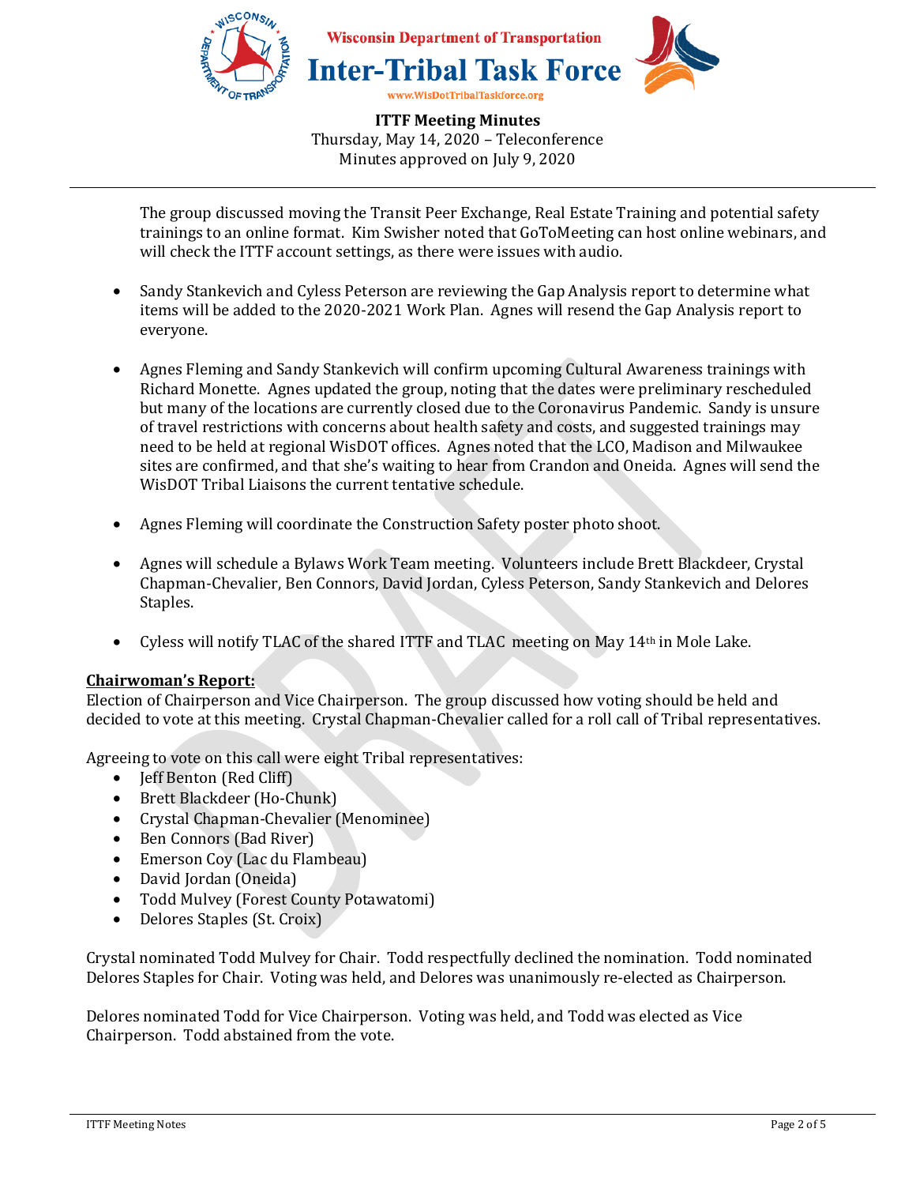The group discussed moving the Transit Peer Exchange, Real Estate Training and potential safety trainings to an online format. Kim Swisher noted that GoToMeeting can host online webinars, and will check the ITTF account settings, as there were issues with audio.

- Sandy Stankevich and Cyless Peterson are reviewing the Gap Analysis report to determine what items will be added to the 2020-2021 Work Plan. Agnes will resend the Gap Analysis report to everyone.

- Agnes Fleming and Sandy Stankevich will confirm upcoming Cultural Awareness trainings with Richard Monette. Agnes updated the group, noting that the dates were preliminary rescheduled but many of the locations are currently closed due to the Coronavirus Pandemic. Sandy is unsure of travel restrictions with concerns about health safety and costs, and suggested trainings may need to be held at regional WisDOT offices. Agnes noted that the LCO, Madison and Milwaukee sites are confirmed, and that she's waiting to hear from Crandon and Oneida. Agnes will send the WisDOT Tribal Liaisons the current tentative schedule.

- Agnes Fleming will coordinate the Construction Safety poster photo shoot.

- Agnes will schedule a Bylaws Work Team meeting. Volunteers include Brett Blackdeer, Crystal Chapman-Chevalier, Ben Connors, David Jordan, Cyless Peterson, Sandy Stankevich and Delores Staples.

- Cyless will notify TLAC of the shared ITTF and TLAC meeting on May 14th in Mole Lake.

**Chairwoman's Report:**

Election of Chairperson and Vice Chairperson. The group discussed how voting should be held and decided to vote at this meeting. Crystal Chapman-Chevalier called for a roll call of Tribal representatives.

Agreeing to vote on this call were eight Tribal representatives:

- Jeff Benton (Red Cliff)
- Brett Blackdeer (Ho-Chunk)
- Crystal Chapman-Chevalier (Menominee)
- Ben Connors (Bad River)
- Emerson Coy (Lac du Flambeau)
- David Jordan (Oneida)
- Todd Mulvey (Forest County Potawatomi)
- Delores Staples (St. Croix)

Crystal nominated Todd Mulvey for Chair. Todd respectfully declined the nomination. Todd nominated Delores Staples for Chair. Voting was held, and Delores was unanimously re-elected as Chairperson.

Delores nominated Todd for Vice Chairperson. Voting was held, and Todd was elected as Vice Chairperson. Todd abstained from the vote.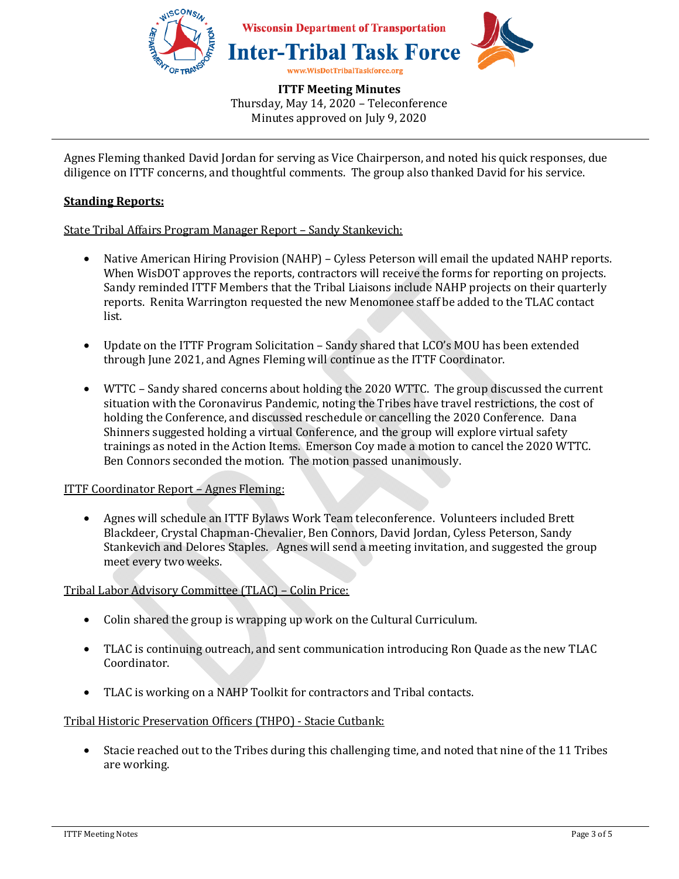**Wisconsin Department of Transportation**
**Inter-Tribal Task Force**
www.WisDotTribalTaskforce.org

**ITTF Meeting Minutes**
Thursday, May 14, 2020 – Teleconference
Minutes approved on July 9, 2020

---

Agnes Fleming thanked David Jordan for serving as Vice Chairperson, and noted his quick responses, due diligence on ITTF concerns, and thoughtful comments. The group also thanked David for his service.

**Standing Reports:**

State Tribal Affairs Program Manager Report – Sandy Stankevich:

- Native American Hiring Provision (NAHP) – Cyless Peterson will email the updated NAHP reports. When WisDOT approves the reports, contractors will receive the forms for reporting on projects. Sandy reminded ITTF Members that the Tribal Liaisons include NAHP projects on their quarterly reports. Renita Warrington requested the new Menomonee staff be added to the TLAC contact list.

- Update on the ITTF Program Solicitation – Sandy shared that LCO's MOU has been extended through June 2021, and Agnes Fleming will continue as the ITTF Coordinator.

- WTTC – Sandy shared concerns about holding the 2020 WTTC. The group discussed the current situation with the Coronavirus Pandemic, noting the Tribes have travel restrictions, the cost of holding the Conference, and discussed reschedule or cancelling the 2020 Conference. Dana Shinners suggested holding a virtual Conference, and the group will explore virtual safety trainings as noted in the Action Items. Emerson Coy made a motion to cancel the 2020 WTTC. Ben Connors seconded the motion. The motion passed unanimously.

ITTF Coordinator Report – Agnes Fleming:

- Agnes will schedule an ITTF Bylaws Work Team teleconference. Volunteers included Brett Blackdeer, Crystal Chapman-Chevalier, Ben Connors, David Jordan, Cyless Peterson, Sandy Stankevich and Delores Staples. Agnes will send a meeting invitation, and suggested the group meet every two weeks.

Tribal Labor Advisory Committee (TLAC) – Colin Price:

- Colin shared the group is wrapping up work on the Cultural Curriculum.

- TLAC is continuing outreach, and sent communication introducing Ron Quade as the new TLAC Coordinator.

- TLAC is working on a NAHP Toolkit for contractors and Tribal contacts.

Tribal Historic Preservation Officers (THPO) - Stacie Cutbank:

- Stacie reached out to the Tribes during this challenging time, and noted that nine of the 11 Tribes are working.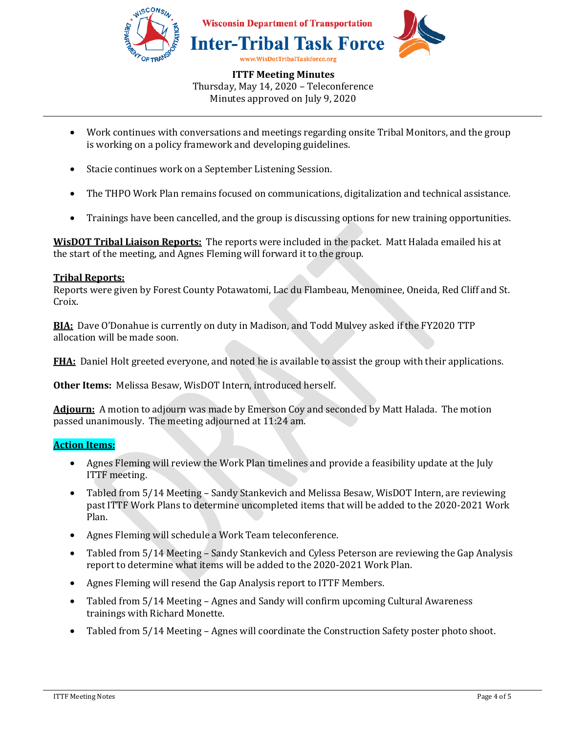**ITTF Meeting Minutes**
Thursday, May 14, 2020 – Teleconference
Minutes approved on July 9, 2020

- Work continues with conversations and meetings regarding onsite Tribal Monitors, and the group is working on a policy framework and developing guidelines.
- Stacie continues work on a September Listening Session.
- The THPO Work Plan remains focused on communications, digitalization and technical assistance.
- Trainings have been cancelled, and the group is discussing options for new training opportunities.

**WisDOT Tribal Liaison Reports:** The reports were included in the packet. Matt Halada emailed his at the start of the meeting, and Agnes Fleming will forward it to the group.

**Tribal Reports:**
Reports were given by Forest County Potawatomi, Lac du Flambeau, Menominee, Oneida, Red Cliff and St. Croix.

**BIA:** Dave O'Donahue is currently on duty in Madison, and Todd Mulvey asked if the FY2020 TTP allocation will be made soon.

**FHA:** Daniel Holt greeted everyone, and noted he is available to assist the group with their applications.

**Other Items:** Melissa Besaw, WisDOT Intern, introduced herself.

**Adjourn:** A motion to adjourn was made by Emerson Coy and seconded by Matt Halada. The motion passed unanimously. The meeting adjourned at 11:24 am.

**Action Items:**

- Agnes Fleming will review the Work Plan timelines and provide a feasibility update at the July ITTF meeting.
- Tabled from 5/14 Meeting – Sandy Stankevich and Melissa Besaw, WisDOT Intern, are reviewing past ITTF Work Plans to determine uncompleted items that will be added to the 2020-2021 Work Plan.
- Agnes Fleming will schedule a Work Team teleconference.
- Tabled from 5/14 Meeting – Sandy Stankevich and Cyless Peterson are reviewing the Gap Analysis report to determine what items will be added to the 2020-2021 Work Plan.
- Agnes Fleming will resend the Gap Analysis report to ITTF Members.
- Tabled from 5/14 Meeting – Agnes and Sandy will confirm upcoming Cultural Awareness trainings with Richard Monette.
- Tabled from 5/14 Meeting – Agnes will coordinate the Construction Safety poster photo shoot.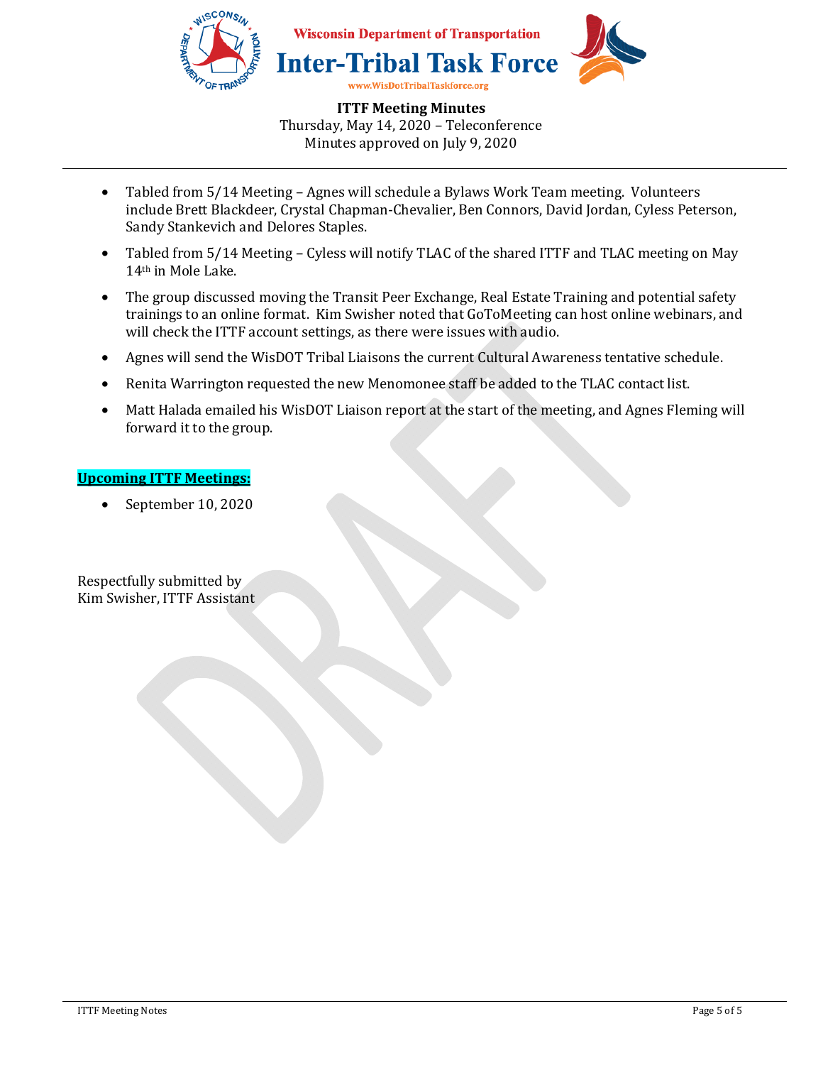**ITTF Meeting Minutes**
Thursday, May 14, 2020 – Teleconference
Minutes approved on July 9, 2020

- Tabled from 5/14 Meeting – Agnes will schedule a Bylaws Work Team meeting. Volunteers include Brett Blackdeer, Crystal Chapman-Chevalier, Ben Connors, David Jordan, Cyless Peterson, Sandy Stankevich and Delores Staples.
- Tabled from 5/14 Meeting – Cyless will notify TLAC of the shared ITTF and TLAC meeting on May 14th in Mole Lake.
- The group discussed moving the Transit Peer Exchange, Real Estate Training and potential safety trainings to an online format. Kim Swisher noted that GoToMeeting can host online webinars, and will check the ITTF account settings, as there were issues with audio.
- Agnes will send the WisDOT Tribal Liaisons the current Cultural Awareness tentative schedule.
- Renita Warrington requested the new Menomonee staff be added to the TLAC contact list.
- Matt Halada emailed his WisDOT Liaison report at the start of the meeting, and Agnes Fleming will forward it to the group.

**Upcoming ITTF Meetings:**

- September 10, 2020

Respectfully submitted by
Kim Swisher, ITTF Assistant